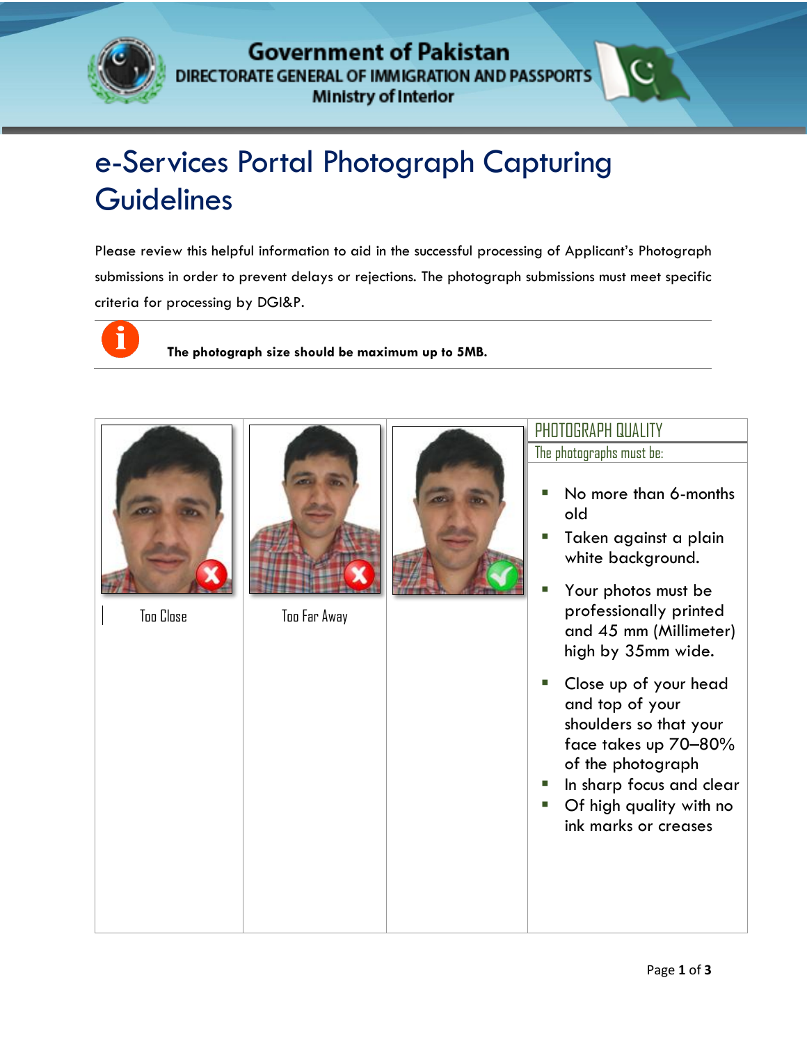Government of Pakistan
DIRECTORATE GENERAL OF IMMIGRATION AND PASSPORTS
Ministry of Interior

# e-Services Portal Photograph Capturing Guidelines

Please review this helpful information to aid in the successful processing of Applicant's Photograph submissions in order to prevent delays or rejections. The photograph submissions must meet specific criteria for processing by DGI&P.

**The photograph size should be maximum up to 5MB.**

Too Close

Too Far Away

## PHOTOGRAPH QUALITY

The photographs must be:

- No more than 6-months old
- Taken against a plain white background.
- Your photos must be professionally printed and 45 mm (Millimeter) high by 35mm wide.
- Close up of your head and top of your shoulders so that your face takes up 70–80% of the photograph
- In sharp focus and clear
- Of high quality with no ink marks or creases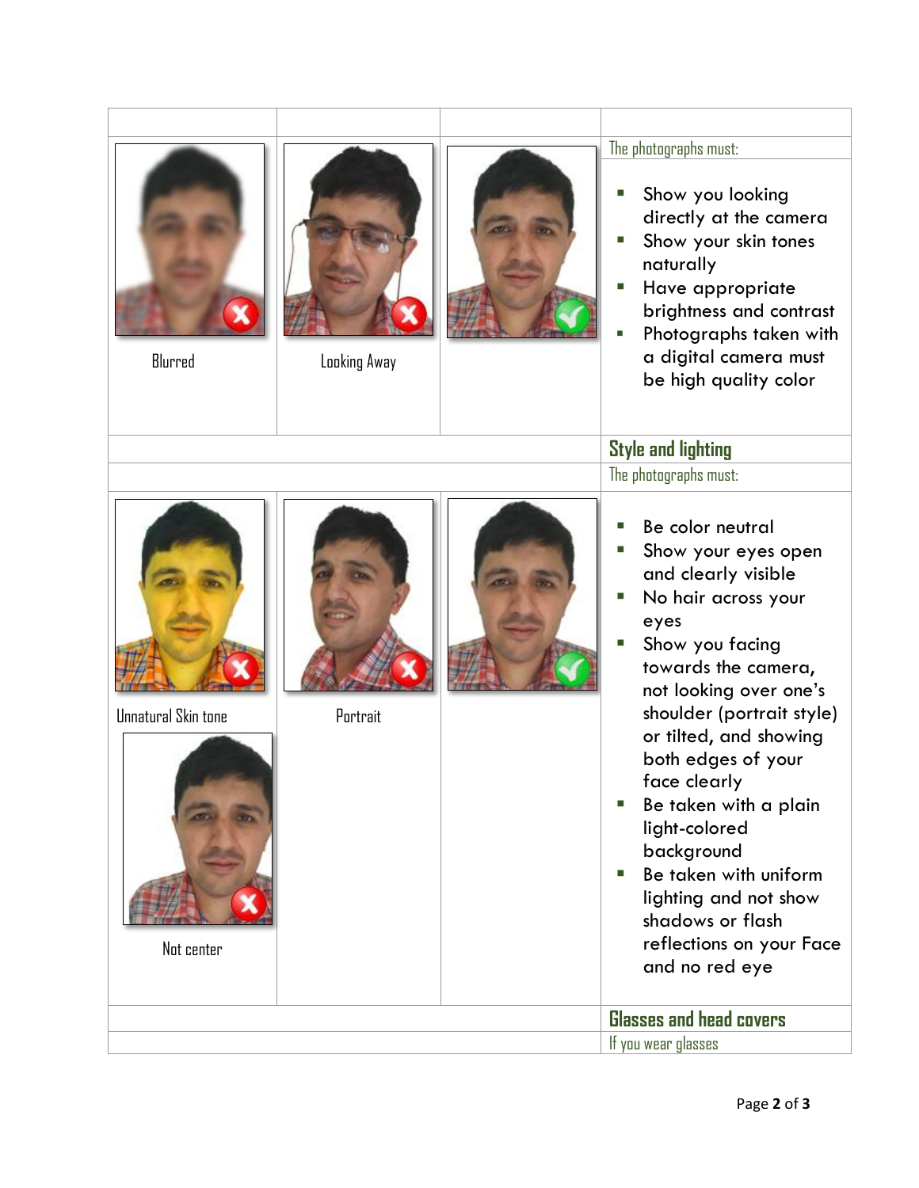| | | | |
|---|---|---|---|
| | | | The photographs must: |
| Blurred | Looking Away | | - Show you looking directly at the camera<br>- Show your skin tones naturally<br>- Have appropriate brightness and contrast<br>- Photographs taken with a digital camera must be high quality color |
| | | | **Style and lighting** |
| | | | The photographs must: |
| Unnatural Skin tone<br><br>Not center | Portrait | | - Be color neutral<br>- Show your eyes open and clearly visible<br>- No hair across your eyes<br>- Show you facing towards the camera, not looking over one's shoulder (portrait style) or tilted, and showing both edges of your face clearly<br>- Be taken with a plain light-colored background<br>- Be taken with uniform lighting and not show shadows or flash reflections on your Face and no red eye |
| | | | **Glasses and head covers** |
| | | | If you wear glasses |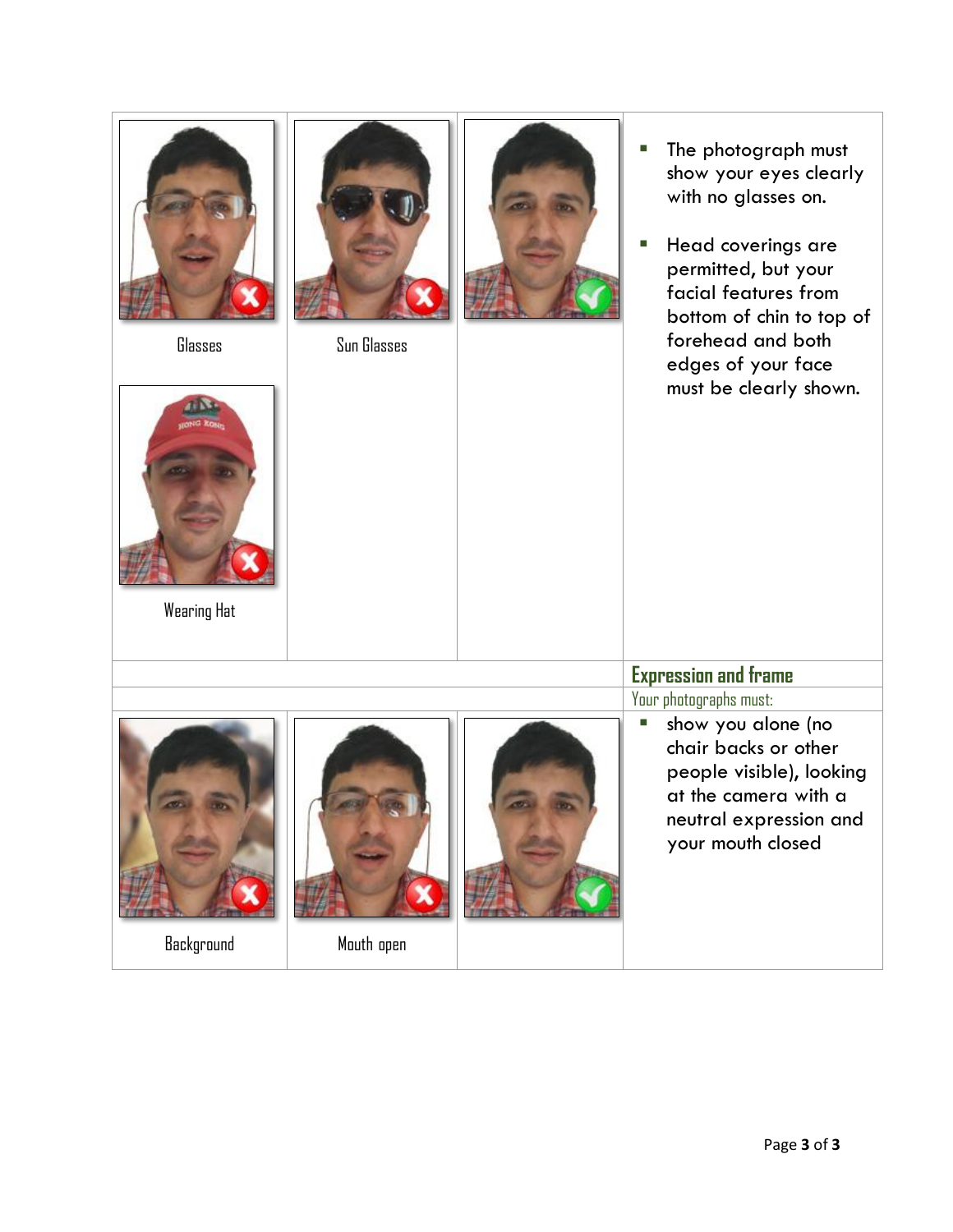Glasses

Sun Glasses

Wearing Hat

- The photograph must show your eyes clearly with no glasses on.
- Head coverings are permitted, but your facial features from bottom of chin to top of forehead and both edges of your face must be clearly shown.

## Expression and frame

Your photographs must:

- show you alone (no chair backs or other people visible), looking at the camera with a neutral expression and your mouth closed

Background

Mouth open